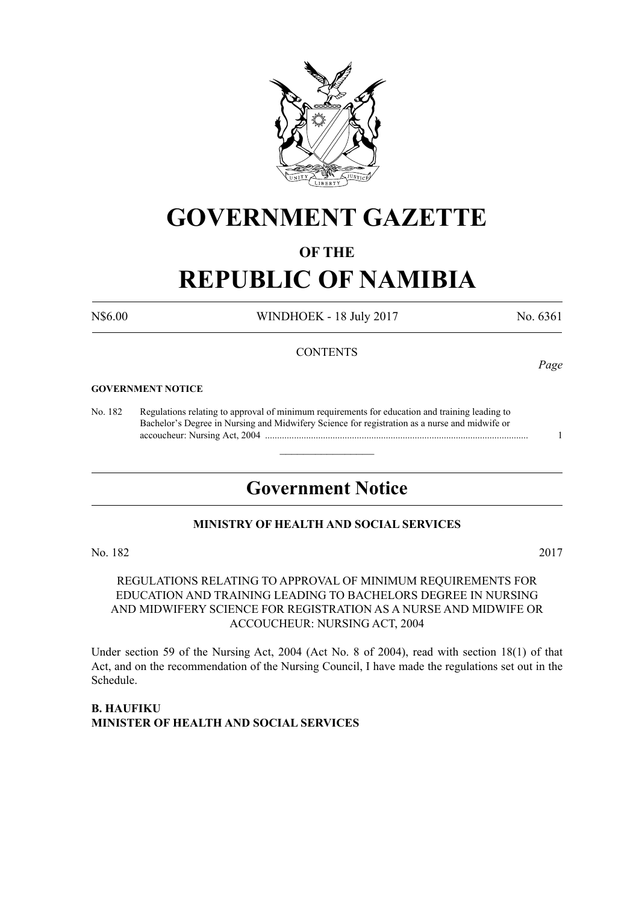# GOVERNMENT GAZETTE

## OF THE

# REPUBLIC OF NAMIBIA

N$6.00 WINDHOEK - 18 July 2017 No. 6361

CONTENTS

*Page*

**GOVERNMENT NOTICE**

No. 182 Regulations relating to approval of minimum requirements for education and training leading to Bachelor's Degree in Nursing and Midwifery Science for registration as a nurse and midwife or accoucheur: Nursing Act, 2004 ............................................................................................................ 1

---

## Government Notice

### MINISTRY OF HEALTH AND SOCIAL SERVICES

No. 182 2017

REGULATIONS RELATING TO APPROVAL OF MINIMUM REQUIREMENTS FOR EDUCATION AND TRAINING LEADING TO BACHELORS DEGREE IN NURSING AND MIDWIFERY SCIENCE FOR REGISTRATION AS A NURSE AND MIDWIFE OR ACCOUCHEUR: NURSING ACT, 2004

Under section 59 of the Nursing Act, 2004 (Act No. 8 of 2004), read with section 18(1) of that Act, and on the recommendation of the Nursing Council, I have made the regulations set out in the Schedule.

**B. HAUFIKU**
**MINISTER OF HEALTH AND SOCIAL SERVICES**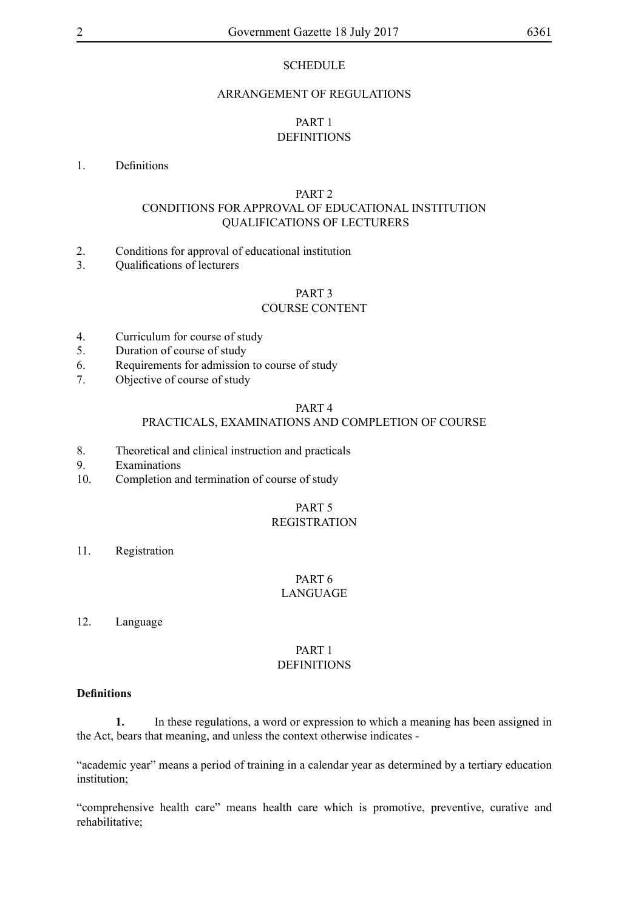SCHEDULE

ARRANGEMENT OF REGULATIONS

PART 1
DEFINITIONS

1. Definitions

PART 2
CONDITIONS FOR APPROVAL OF EDUCATIONAL INSTITUTION
QUALIFICATIONS OF LECTURERS

2. Conditions for approval of educational institution
3. Qualifications of lecturers

PART 3
COURSE CONTENT

4. Curriculum for course of study
5. Duration of course of study
6. Requirements for admission to course of study
7. Objective of course of study

PART 4
PRACTICALS, EXAMINATIONS AND COMPLETION OF COURSE

8. Theoretical and clinical instruction and practicals
9. Examinations
10. Completion and termination of course of study

PART 5
REGISTRATION

11. Registration

PART 6
LANGUAGE

12. Language

PART 1
DEFINITIONS

**Definitions**

**1.** In these regulations, a word or expression to which a meaning has been assigned in the Act, bears that meaning, and unless the context otherwise indicates -

"academic year" means a period of training in a calendar year as determined by a tertiary education institution;

"comprehensive health care" means health care which is promotive, preventive, curative and rehabilitative;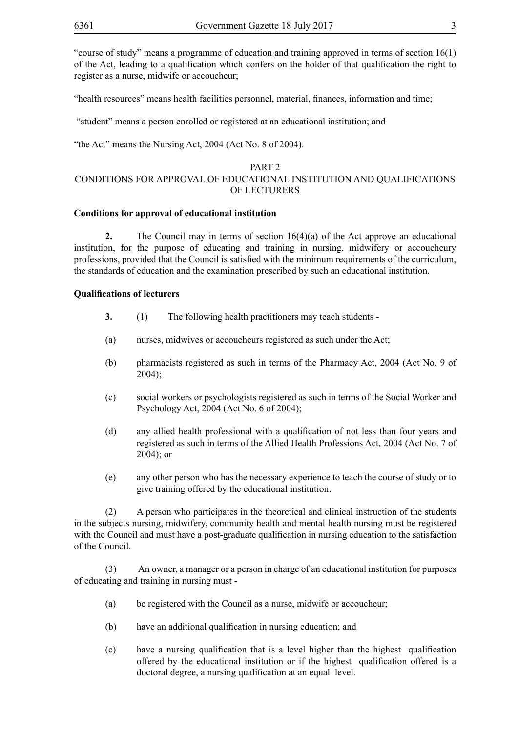"course of study" means a programme of education and training approved in terms of section 16(1) of the Act, leading to a qualification which confers on the holder of that qualification the right to register as a nurse, midwife or accoucheur;

"health resources" means health facilities personnel, material, finances, information and time;

"student" means a person enrolled or registered at an educational institution; and

"the Act" means the Nursing Act, 2004 (Act No. 8 of 2004).

## PART 2
## CONDITIONS FOR APPROVAL OF EDUCATIONAL INSTITUTION AND QUALIFICATIONS OF LECTURERS

**Conditions for approval of educational institution**

**2.** The Council may in terms of section 16(4)(a) of the Act approve an educational institution, for the purpose of educating and training in nursing, midwifery or accoucheury professions, provided that the Council is satisfied with the minimum requirements of the curriculum, the standards of education and the examination prescribed by such an educational institution.

**Qualifications of lecturers**

**3.** (1) The following health practitioners may teach students -

(a) nurses, midwives or accoucheurs registered as such under the Act;

(b) pharmacists registered as such in terms of the Pharmacy Act, 2004 (Act No. 9 of 2004);

(c) social workers or psychologists registered as such in terms of the Social Worker and Psychology Act, 2004 (Act No. 6 of 2004);

(d) any allied health professional with a qualification of not less than four years and registered as such in terms of the Allied Health Professions Act, 2004 (Act No. 7 of 2004); or

(e) any other person who has the necessary experience to teach the course of study or to give training offered by the educational institution.

(2) A person who participates in the theoretical and clinical instruction of the students in the subjects nursing, midwifery, community health and mental health nursing must be registered with the Council and must have a post-graduate qualification in nursing education to the satisfaction of the Council.

(3) An owner, a manager or a person in charge of an educational institution for purposes of educating and training in nursing must -

(a) be registered with the Council as a nurse, midwife or accoucheur;

(b) have an additional qualification in nursing education; and

(c) have a nursing qualification that is a level higher than the highest qualification offered by the educational institution or if the highest qualification offered is a doctoral degree, a nursing qualification at an equal level.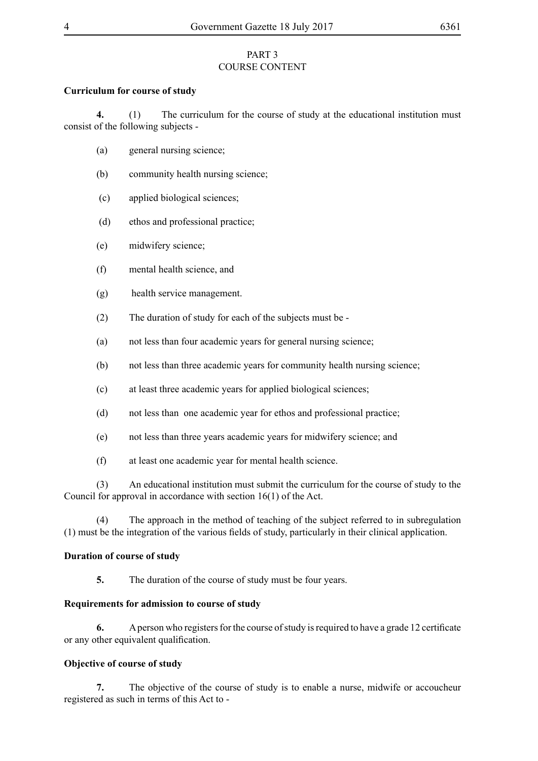PART 3
COURSE CONTENT

**Curriculum for course of study**

**4.** (1) The curriculum for the course of study at the educational institution must consist of the following subjects -

(a) general nursing science;

(b) community health nursing science;

(c) applied biological sciences;

(d) ethos and professional practice;

(e) midwifery science;

(f) mental health science, and

(g) health service management.

(2) The duration of study for each of the subjects must be -

(a) not less than four academic years for general nursing science;

(b) not less than three academic years for community health nursing science;

(c) at least three academic years for applied biological sciences;

(d) not less than one academic year for ethos and professional practice;

(e) not less than three years academic years for midwifery science; and

(f) at least one academic year for mental health science.

(3) An educational institution must submit the curriculum for the course of study to the Council for approval in accordance with section 16(1) of the Act.

(4) The approach in the method of teaching of the subject referred to in subregulation (1) must be the integration of the various fields of study, particularly in their clinical application.

**Duration of course of study**

**5.** The duration of the course of study must be four years.

**Requirements for admission to course of study**

**6.** A person who registers for the course of study is required to have a grade 12 certificate or any other equivalent qualification.

**Objective of course of study**

**7.** The objective of the course of study is to enable a nurse, midwife or accoucheur registered as such in terms of this Act to -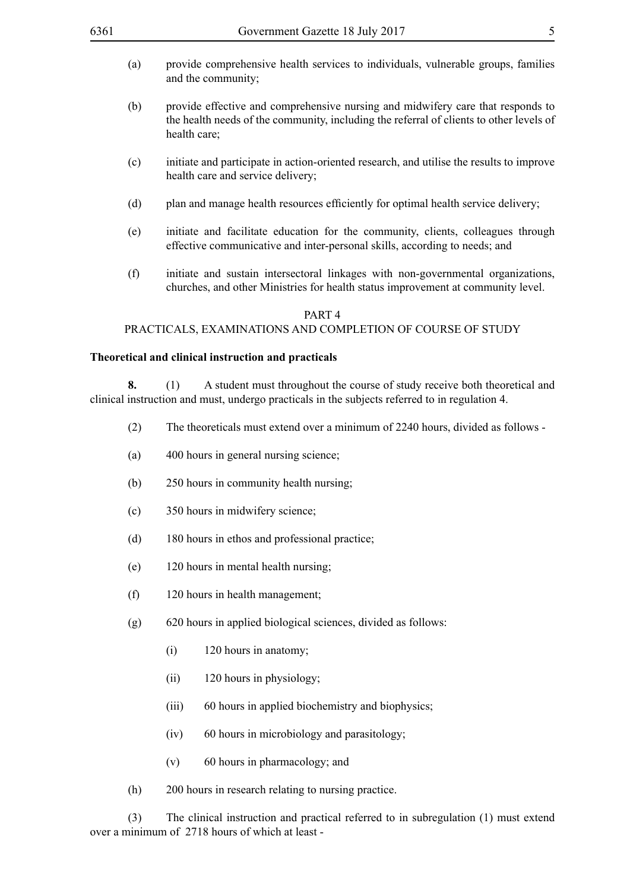(a) provide comprehensive health services to individuals, vulnerable groups, families and the community;

(b) provide effective and comprehensive nursing and midwifery care that responds to the health needs of the community, including the referral of clients to other levels of health care;

(c) initiate and participate in action-oriented research, and utilise the results to improve health care and service delivery;

(d) plan and manage health resources efficiently for optimal health service delivery;

(e) initiate and facilitate education for the community, clients, colleagues through effective communicative and inter-personal skills, according to needs; and

(f) initiate and sustain intersectoral linkages with non-governmental organizations, churches, and other Ministries for health status improvement at community level.

## PART 4
## PRACTICALS, EXAMINATIONS AND COMPLETION OF COURSE OF STUDY

### Theoretical and clinical instruction and practicals

**8.** (1) A student must throughout the course of study receive both theoretical and clinical instruction and must, undergo practicals in the subjects referred to in regulation 4.

(2) The theoreticals must extend over a minimum of 2240 hours, divided as follows -

(a) 400 hours in general nursing science;

(b) 250 hours in community health nursing;

(c) 350 hours in midwifery science;

(d) 180 hours in ethos and professional practice;

(e) 120 hours in mental health nursing;

(f) 120 hours in health management;

(g) 620 hours in applied biological sciences, divided as follows:

(i) 120 hours in anatomy;

(ii) 120 hours in physiology;

(iii) 60 hours in applied biochemistry and biophysics;

(iv) 60 hours in microbiology and parasitology;

(v) 60 hours in pharmacology; and

(h) 200 hours in research relating to nursing practice.

(3) The clinical instruction and practical referred to in subregulation (1) must extend over a minimum of 2718 hours of which at least -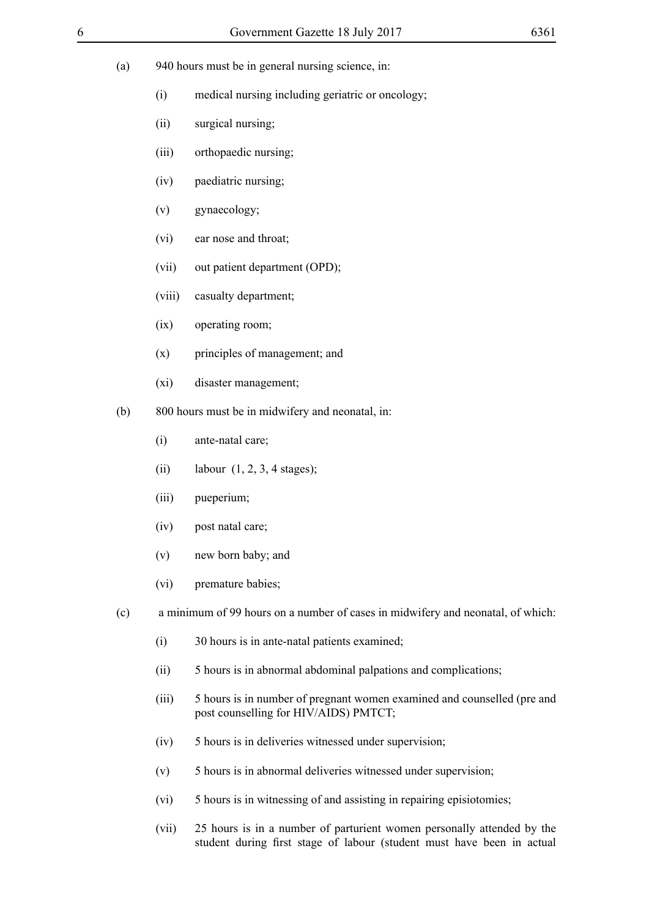(a) 940 hours must be in general nursing science, in:

   (i) medical nursing including geriatric or oncology;

   (ii) surgical nursing;

   (iii) orthopaedic nursing;

   (iv) paediatric nursing;

   (v) gynaecology;

   (vi) ear nose and throat;

   (vii) out patient department (OPD);

   (viii) casualty department;

   (ix) operating room;

   (x) principles of management; and

   (xi) disaster management;

(b) 800 hours must be in midwifery and neonatal, in:

   (i) ante-natal care;

   (ii) labour (1, 2, 3, 4 stages);

   (iii) pueperium;

   (iv) post natal care;

   (v) new born baby; and

   (vi) premature babies;

(c) a minimum of 99 hours on a number of cases in midwifery and neonatal, of which:

   (i) 30 hours is in ante-natal patients examined;

   (ii) 5 hours is in abnormal abdominal palpations and complications;

   (iii) 5 hours is in number of pregnant women examined and counselled (pre and post counselling for HIV/AIDS) PMTCT;

   (iv) 5 hours is in deliveries witnessed under supervision;

   (v) 5 hours is in abnormal deliveries witnessed under supervision;

   (vi) 5 hours is in witnessing of and assisting in repairing episiotomies;

   (vii) 25 hours is in a number of parturient women personally attended by the student during first stage of labour (student must have been in actual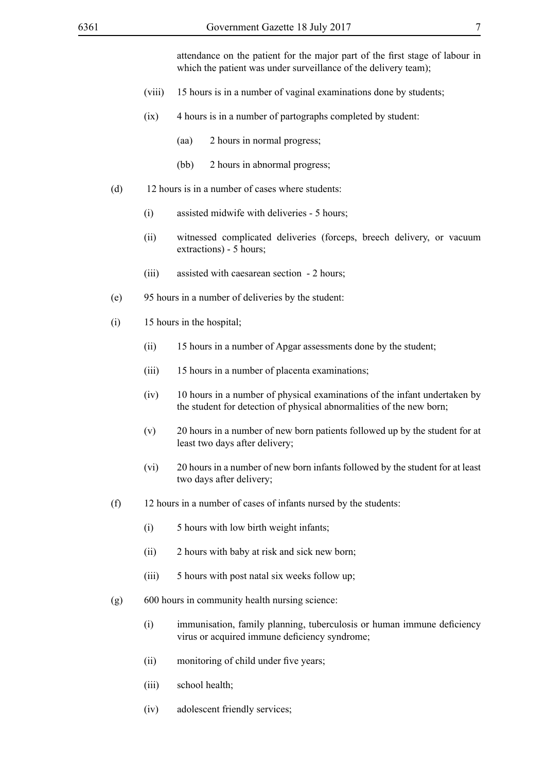attendance on the patient for the major part of the first stage of labour in which the patient was under surveillance of the delivery team);

(viii) 15 hours is in a number of vaginal examinations done by students;

(ix) 4 hours is in a number of partographs completed by student:

(aa) 2 hours in normal progress;

(bb) 2 hours in abnormal progress;

(d) 12 hours is in a number of cases where students:

(i) assisted midwife with deliveries - 5 hours;

(ii) witnessed complicated deliveries (forceps, breech delivery, or vacuum extractions) - 5 hours;

(iii) assisted with caesarean section - 2 hours;

(e) 95 hours in a number of deliveries by the student:

(i) 15 hours in the hospital;

(ii) 15 hours in a number of Apgar assessments done by the student;

(iii) 15 hours in a number of placenta examinations;

(iv) 10 hours in a number of physical examinations of the infant undertaken by the student for detection of physical abnormalities of the new born;

(v) 20 hours in a number of new born patients followed up by the student for at least two days after delivery;

(vi) 20 hours in a number of new born infants followed by the student for at least two days after delivery;

(f) 12 hours in a number of cases of infants nursed by the students:

(i) 5 hours with low birth weight infants;

(ii) 2 hours with baby at risk and sick new born;

(iii) 5 hours with post natal six weeks follow up;

(g) 600 hours in community health nursing science:

(i) immunisation, family planning, tuberculosis or human immune deficiency virus or acquired immune deficiency syndrome;

(ii) monitoring of child under five years;

(iii) school health;

(iv) adolescent friendly services;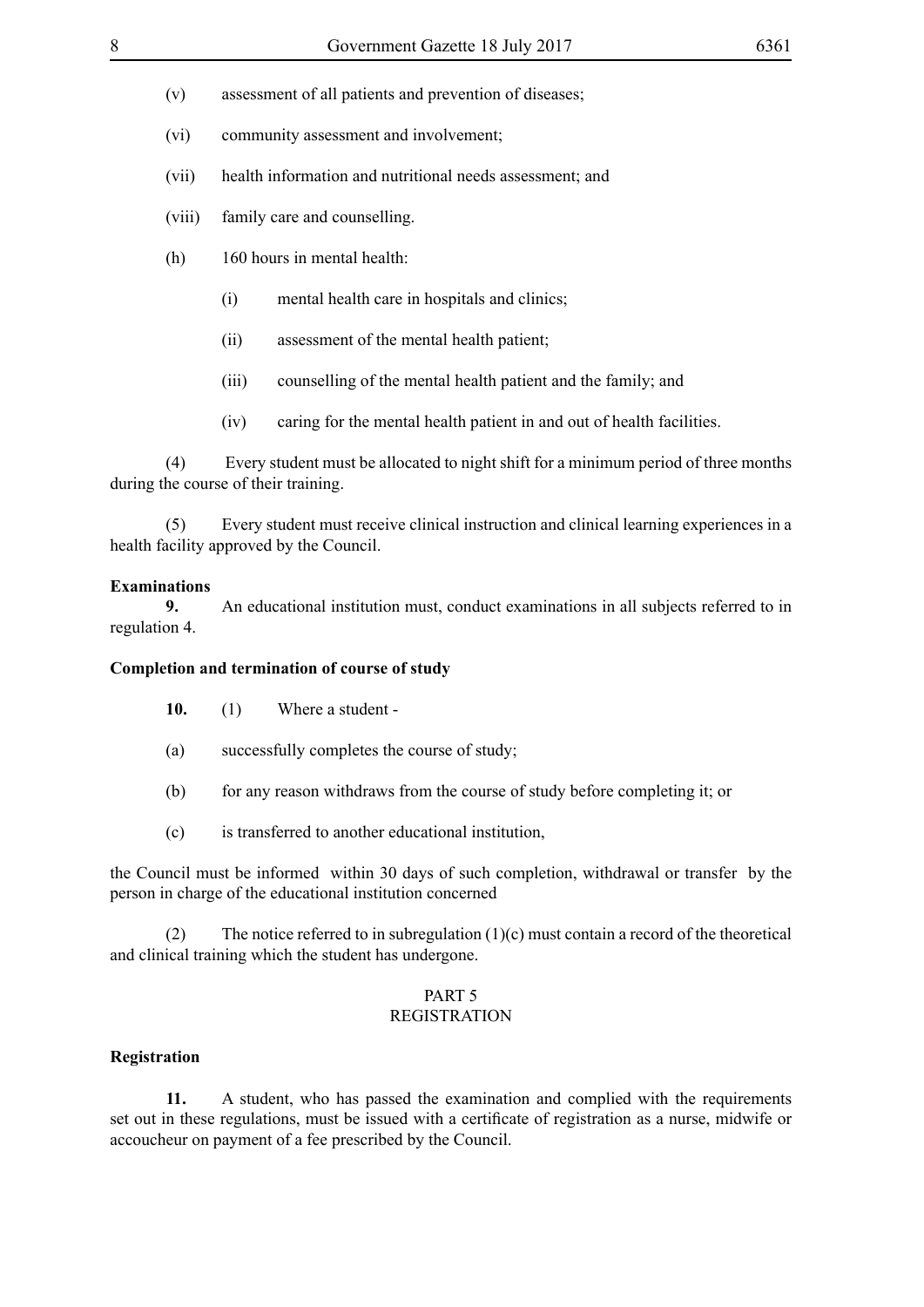(v) assessment of all patients and prevention of diseases;

(vi) community assessment and involvement;

(vii) health information and nutritional needs assessment; and

(viii) family care and counselling.

(h) 160 hours in mental health:

(i) mental health care in hospitals and clinics;

(ii) assessment of the mental health patient;

(iii) counselling of the mental health patient and the family; and

(iv) caring for the mental health patient in and out of health facilities.

(4) Every student must be allocated to night shift for a minimum period of three months during the course of their training.

(5) Every student must receive clinical instruction and clinical learning experiences in a health facility approved by the Council.

**Examinations**

**9.** An educational institution must, conduct examinations in all subjects referred to in regulation 4.

**Completion and termination of course of study**

**10.** (1) Where a student -

(a) successfully completes the course of study;

(b) for any reason withdraws from the course of study before completing it; or

(c) is transferred to another educational institution,

the Council must be informed within 30 days of such completion, withdrawal or transfer by the person in charge of the educational institution concerned

(2) The notice referred to in subregulation (1)(c) must contain a record of the theoretical and clinical training which the student has undergone.

## PART 5
## REGISTRATION

**Registration**

**11.** A student, who has passed the examination and complied with the requirements set out in these regulations, must be issued with a certificate of registration as a nurse, midwife or accoucheur on payment of a fee prescribed by the Council.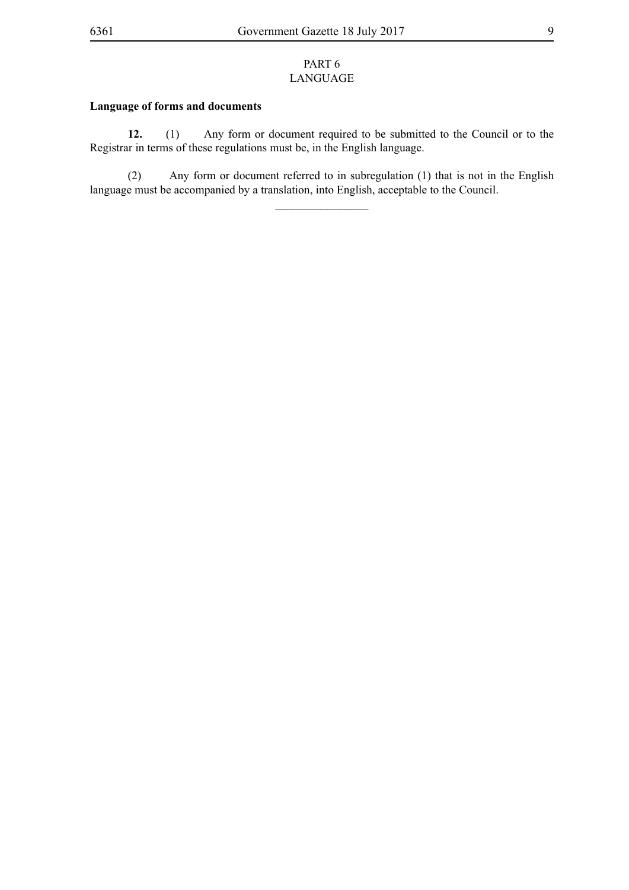# PART 6
# LANGUAGE

**Language of forms and documents**

**12.** (1) Any form or document required to be submitted to the Council or to the Registrar in terms of these regulations must be, in the English language.

(2) Any form or document referred to in subregulation (1) that is not in the English language must be accompanied by a translation, into English, acceptable to the Council.

________________